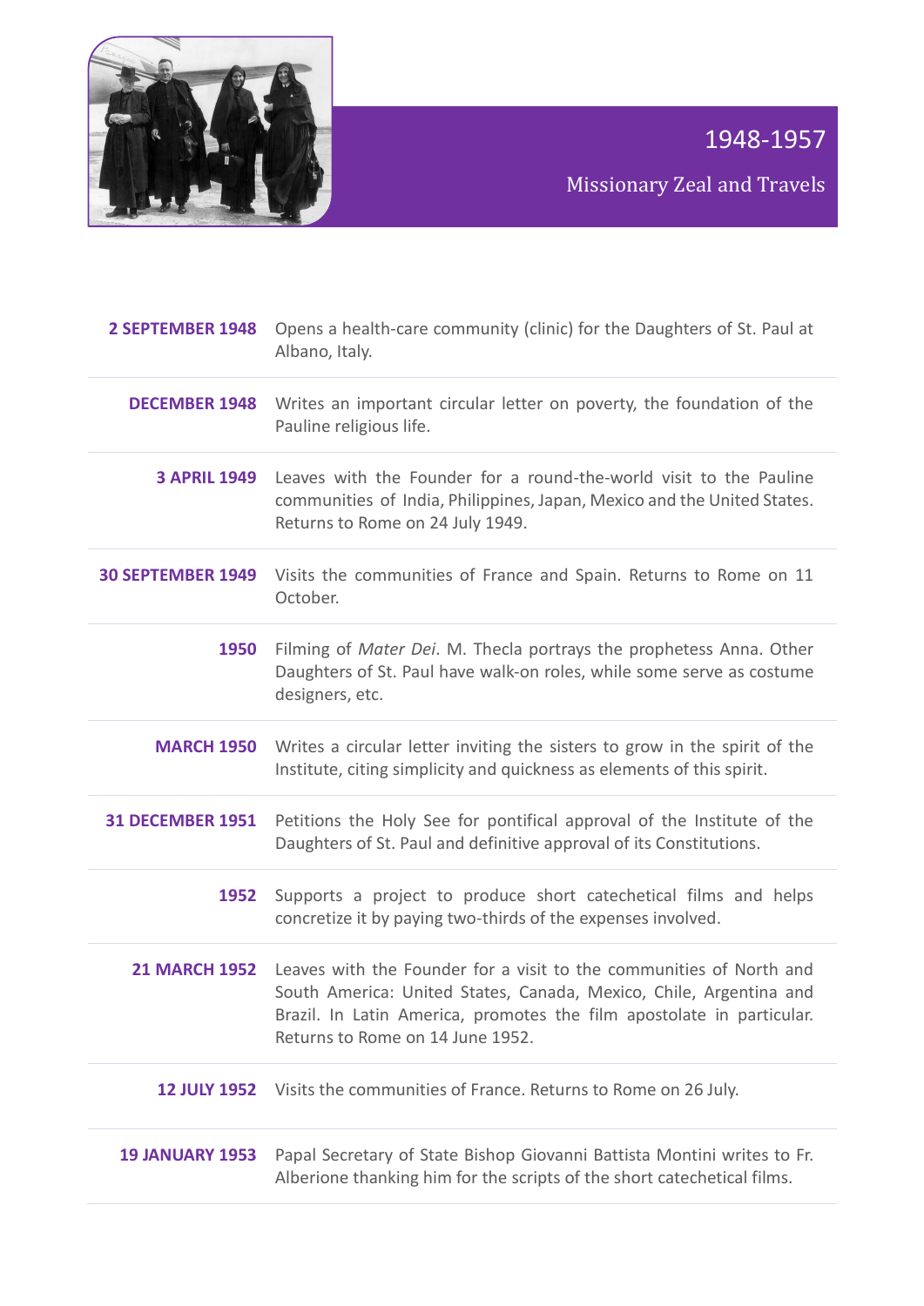# 1948-1957

## Missionary Zeal and Travels

| | |
|---|---|
| **2 SEPTEMBER 1948** | Opens a health-care community (clinic) for the Daughters of St. Paul at Albano, Italy. |
| **DECEMBER 1948** | Writes an important circular letter on poverty, the foundation of the Pauline religious life. |
| **3 APRIL 1949** | Leaves with the Founder for a round-the-world visit to the Pauline communities of India, Philippines, Japan, Mexico and the United States. Returns to Rome on 24 July 1949. |
| **30 SEPTEMBER 1949** | Visits the communities of France and Spain. Returns to Rome on 11 October. |
| **1950** | Filming of *Mater Dei*. M. Thecla portrays the prophetess Anna. Other Daughters of St. Paul have walk-on roles, while some serve as costume designers, etc. |
| **MARCH 1950** | Writes a circular letter inviting the sisters to grow in the spirit of the Institute, citing simplicity and quickness as elements of this spirit. |
| **31 DECEMBER 1951** | Petitions the Holy See for pontifical approval of the Institute of the Daughters of St. Paul and definitive approval of its Constitutions. |
| **1952** | Supports a project to produce short catechetical films and helps concretize it by paying two-thirds of the expenses involved. |
| **21 MARCH 1952** | Leaves with the Founder for a visit to the communities of North and South America: United States, Canada, Mexico, Chile, Argentina and Brazil. In Latin America, promotes the film apostolate in particular. Returns to Rome on 14 June 1952. |
| **12 JULY 1952** | Visits the communities of France. Returns to Rome on 26 July. |
| **19 JANUARY 1953** | Papal Secretary of State Bishop Giovanni Battista Montini writes to Fr. Alberione thanking him for the scripts of the short catechetical films. |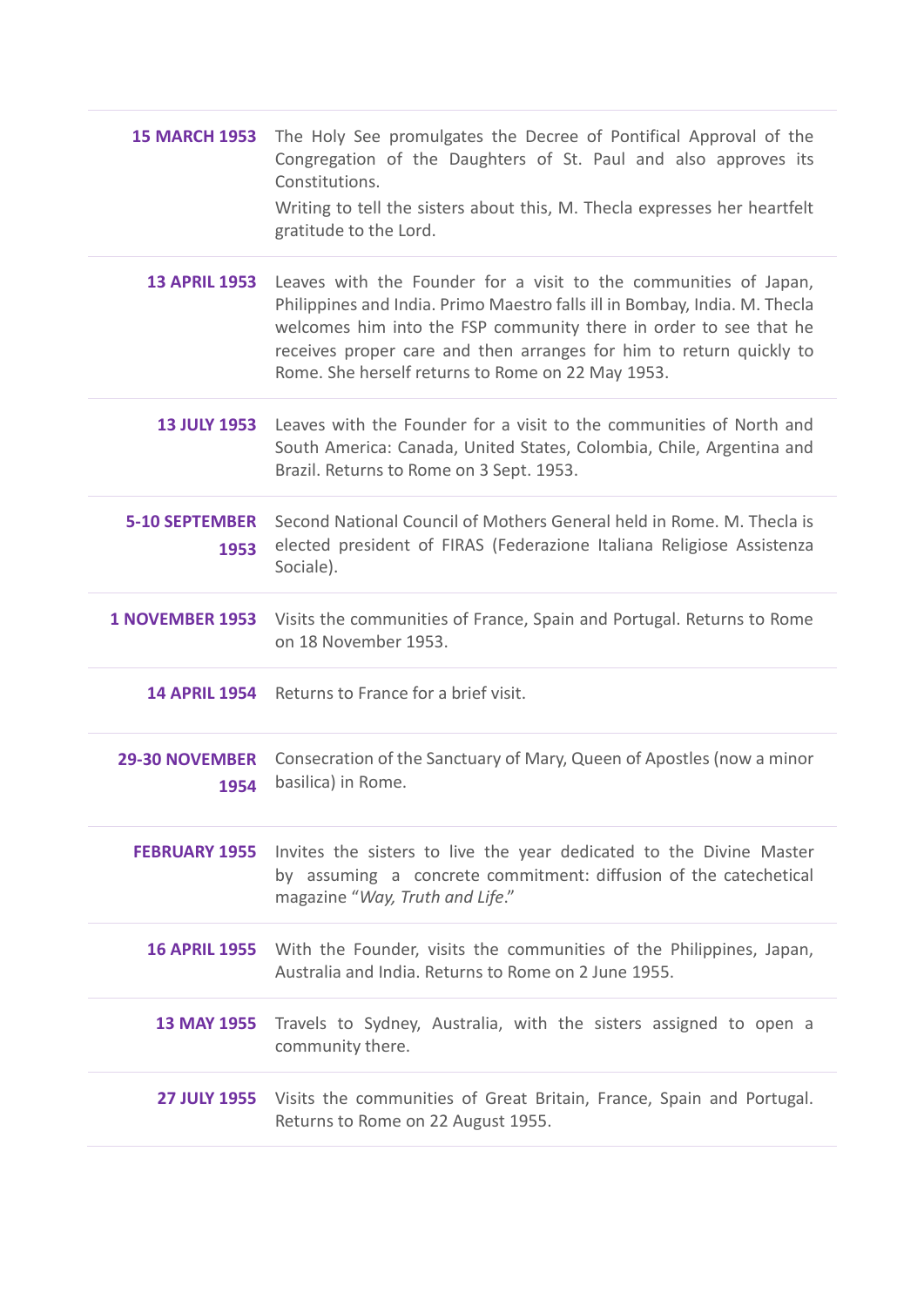| | |
|---|---|
| **15 MARCH 1953** | The Holy See promulgates the Decree of Pontifical Approval of the Congregation of the Daughters of St. Paul and also approves its Constitutions.<br>Writing to tell the sisters about this, M. Thecla expresses her heartfelt gratitude to the Lord. |
| **13 APRIL 1953** | Leaves with the Founder for a visit to the communities of Japan, Philippines and India. Primo Maestro falls ill in Bombay, India. M. Thecla welcomes him into the FSP community there in order to see that he receives proper care and then arranges for him to return quickly to Rome. She herself returns to Rome on 22 May 1953. |
| **13 JULY 1953** | Leaves with the Founder for a visit to the communities of North and South America: Canada, United States, Colombia, Chile, Argentina and Brazil. Returns to Rome on 3 Sept. 1953. |
| **5-10 SEPTEMBER 1953** | Second National Council of Mothers General held in Rome. M. Thecla is elected president of FIRAS (Federazione Italiana Religiose Assistenza Sociale). |
| **1 NOVEMBER 1953** | Visits the communities of France, Spain and Portugal. Returns to Rome on 18 November 1953. |
| **14 APRIL 1954** | Returns to France for a brief visit. |
| **29-30 NOVEMBER 1954** | Consecration of the Sanctuary of Mary, Queen of Apostles (now a minor basilica) in Rome. |
| **FEBRUARY 1955** | Invites the sisters to live the year dedicated to the Divine Master by assuming a concrete commitment: diffusion of the catechetical magazine "*Way, Truth and Life*." |
| **16 APRIL 1955** | With the Founder, visits the communities of the Philippines, Japan, Australia and India. Returns to Rome on 2 June 1955. |
| **13 MAY 1955** | Travels to Sydney, Australia, with the sisters assigned to open a community there. |
| **27 JULY 1955** | Visits the communities of Great Britain, France, Spain and Portugal. Returns to Rome on 22 August 1955. |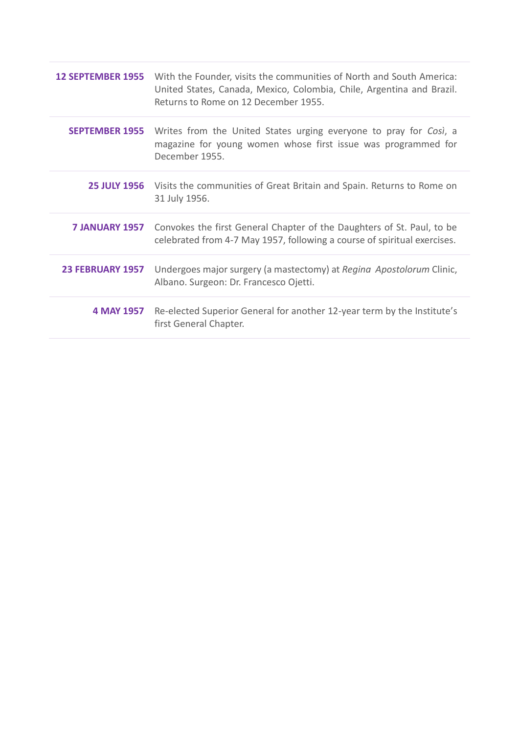| | |
|---|---|
| **12 SEPTEMBER 1955** | With the Founder, visits the communities of North and South America: United States, Canada, Mexico, Colombia, Chile, Argentina and Brazil. Returns to Rome on 12 December 1955. |
| **SEPTEMBER 1955** | Writes from the United States urging everyone to pray for *Così*, a magazine for young women whose first issue was programmed for December 1955. |
| **25 JULY 1956** | Visits the communities of Great Britain and Spain. Returns to Rome on 31 July 1956. |
| **7 JANUARY 1957** | Convokes the first General Chapter of the Daughters of St. Paul, to be celebrated from 4-7 May 1957, following a course of spiritual exercises. |
| **23 FEBRUARY 1957** | Undergoes major surgery (a mastectomy) at *Regina Apostolorum* Clinic, Albano. Surgeon: Dr. Francesco Ojetti. |
| **4 MAY 1957** | Re-elected Superior General for another 12-year term by the Institute's first General Chapter. |